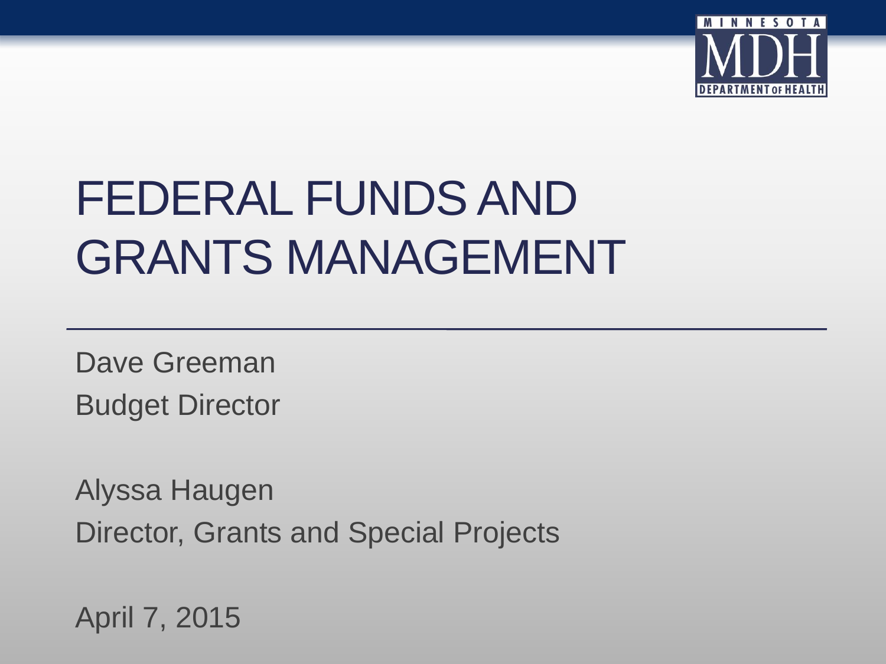# FEDERAL FUNDS AND GRANTS MANAGEMENT

Dave Greeman

Budget Director

Alyssa Haugen

Director, Grants and Special Projects

April 7, 2015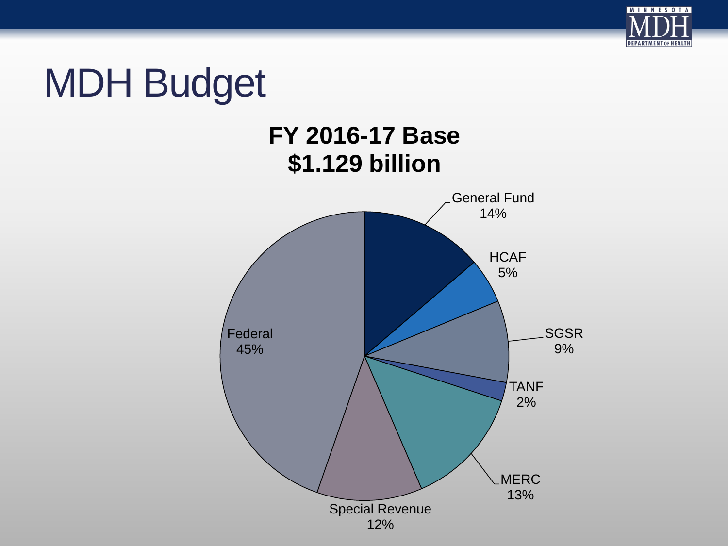# MDH Budget

**FY 2016-17 Base**
**$1.129 billion**

| Fund | Share |
| --- | --- |
| General Fund | 14% |
| HCAF | 5% |
| SGSR | 9% |
| TANF | 2% |
| MERC | 13% |
| Special Revenue | 12% |
| Federal | 45% |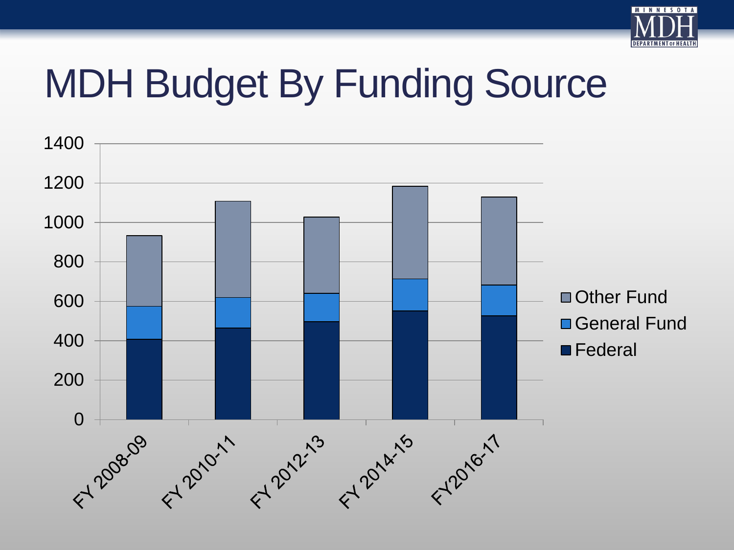# MDH Budget By Funding Source

1400
1200
1000
800
600
400
200
0

FY 2008-09 FY 2010-11 FY 2012-13 FY 2014-15 FY2016-17

Other Fund
General Fund
Federal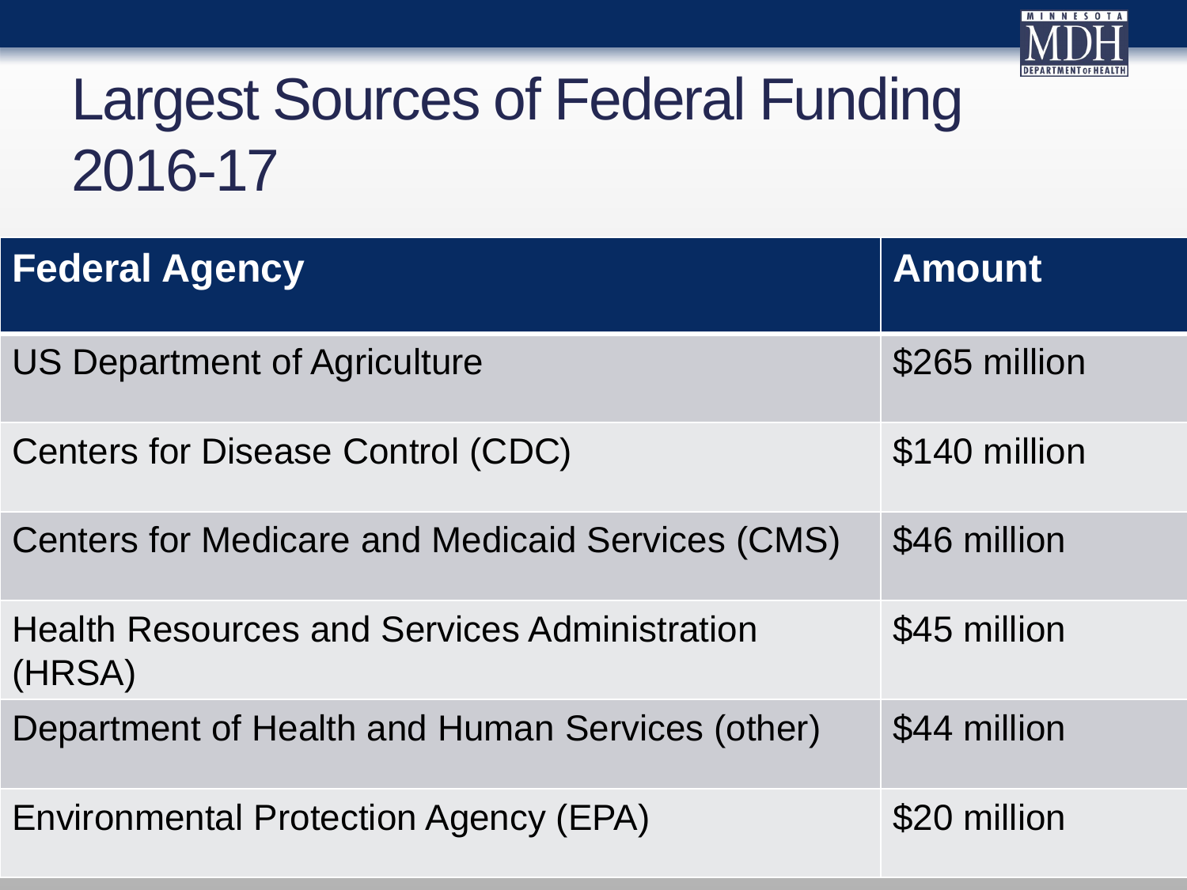# Largest Sources of Federal Funding 2016-17

| Federal Agency | Amount |
|---|---|
| US Department of Agriculture | $265 million |
| Centers for Disease Control (CDC) | $140 million |
| Centers for Medicare and Medicaid Services (CMS) | $46 million |
| Health Resources and Services Administration (HRSA) | $45 million |
| Department of Health and Human Services (other) | $44 million |
| Environmental Protection Agency (EPA) | $20 million |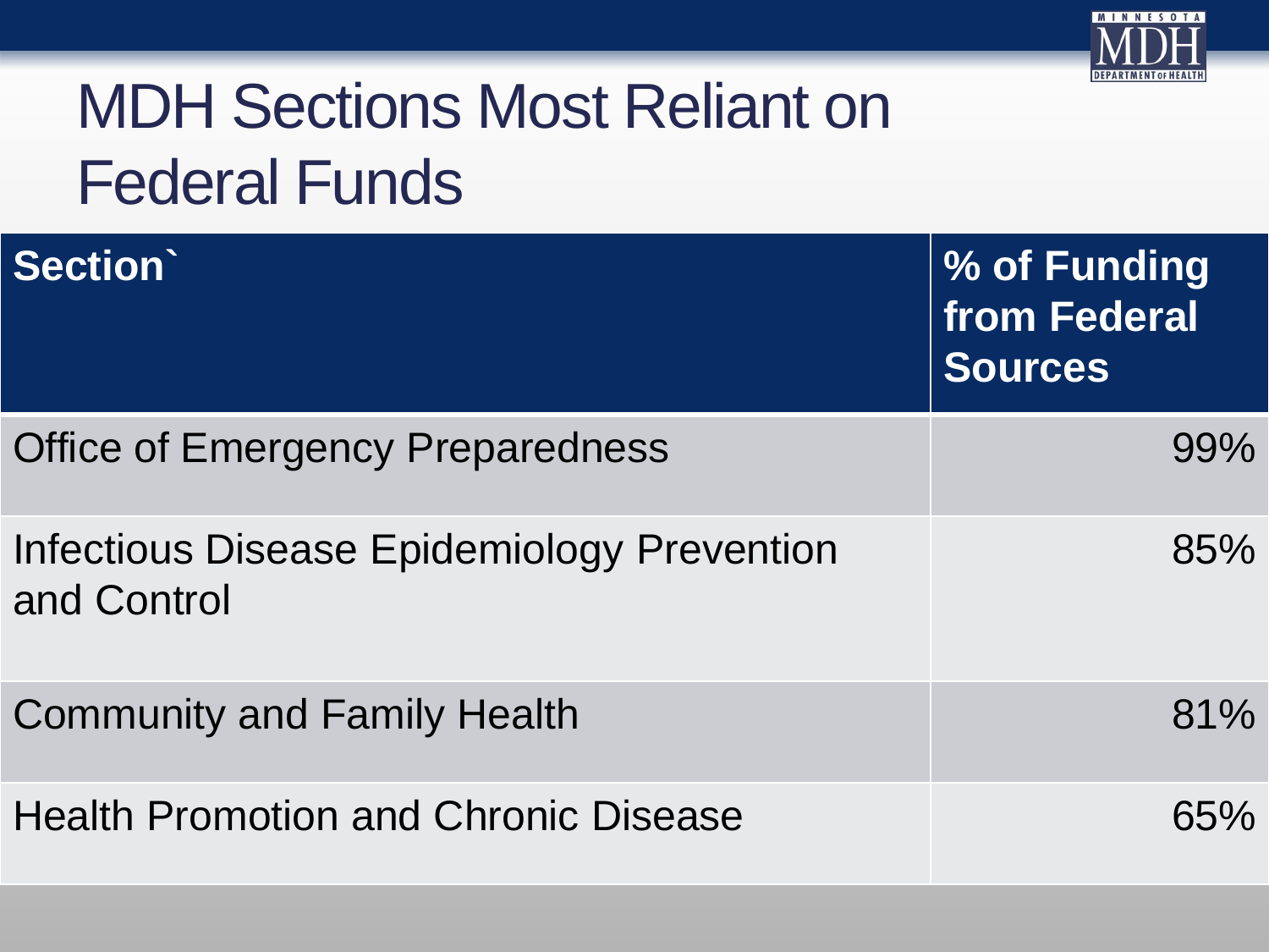# MDH Sections Most Reliant on Federal Funds

| Section` | % of Funding from Federal Sources |
|---|---|
| Office of Emergency Preparedness | 99% |
| Infectious Disease Epidemiology Prevention and Control | 85% |
| Community and Family Health | 81% |
| Health Promotion and Chronic Disease | 65% |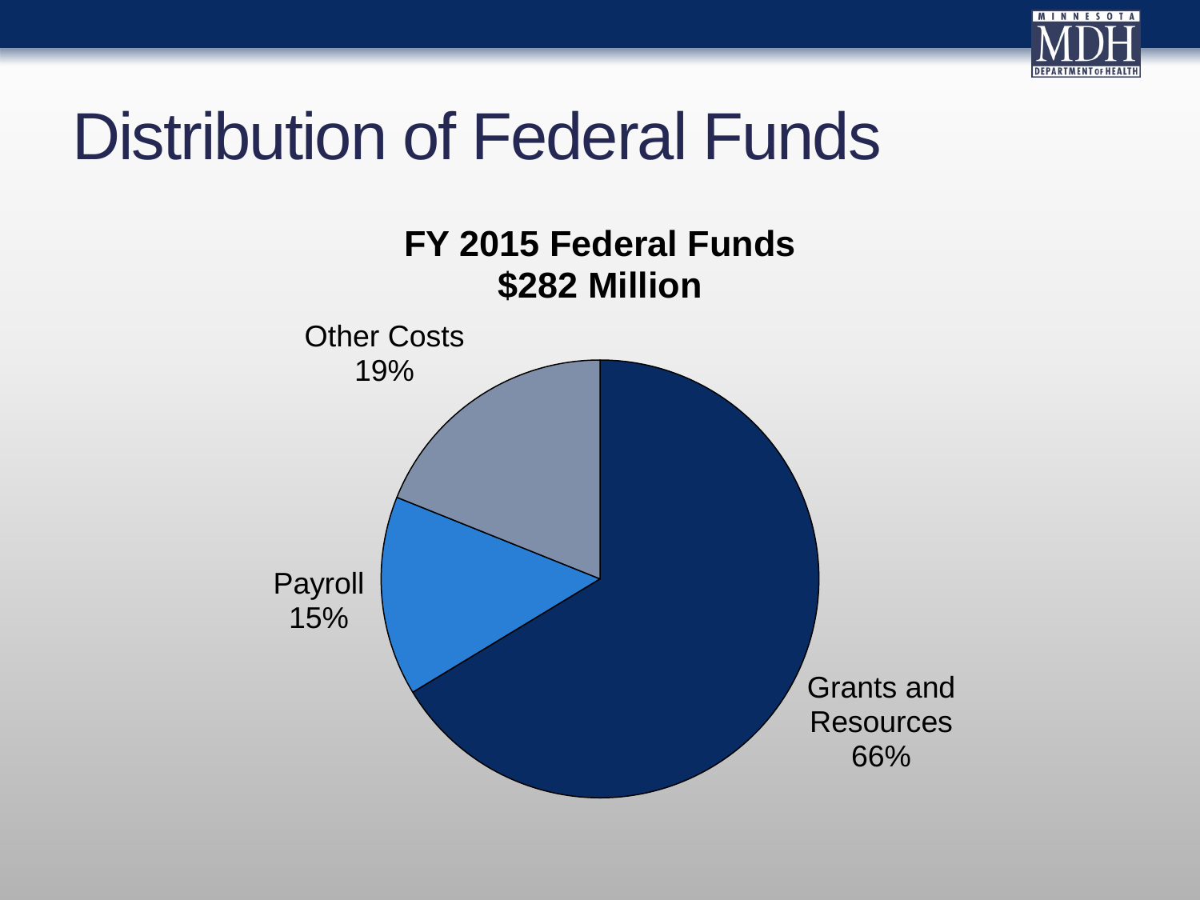# Distribution of Federal Funds

**FY 2015 Federal Funds**
**$282 Million**

Other Costs 19%

Payroll 15%

Grants and Resources 66%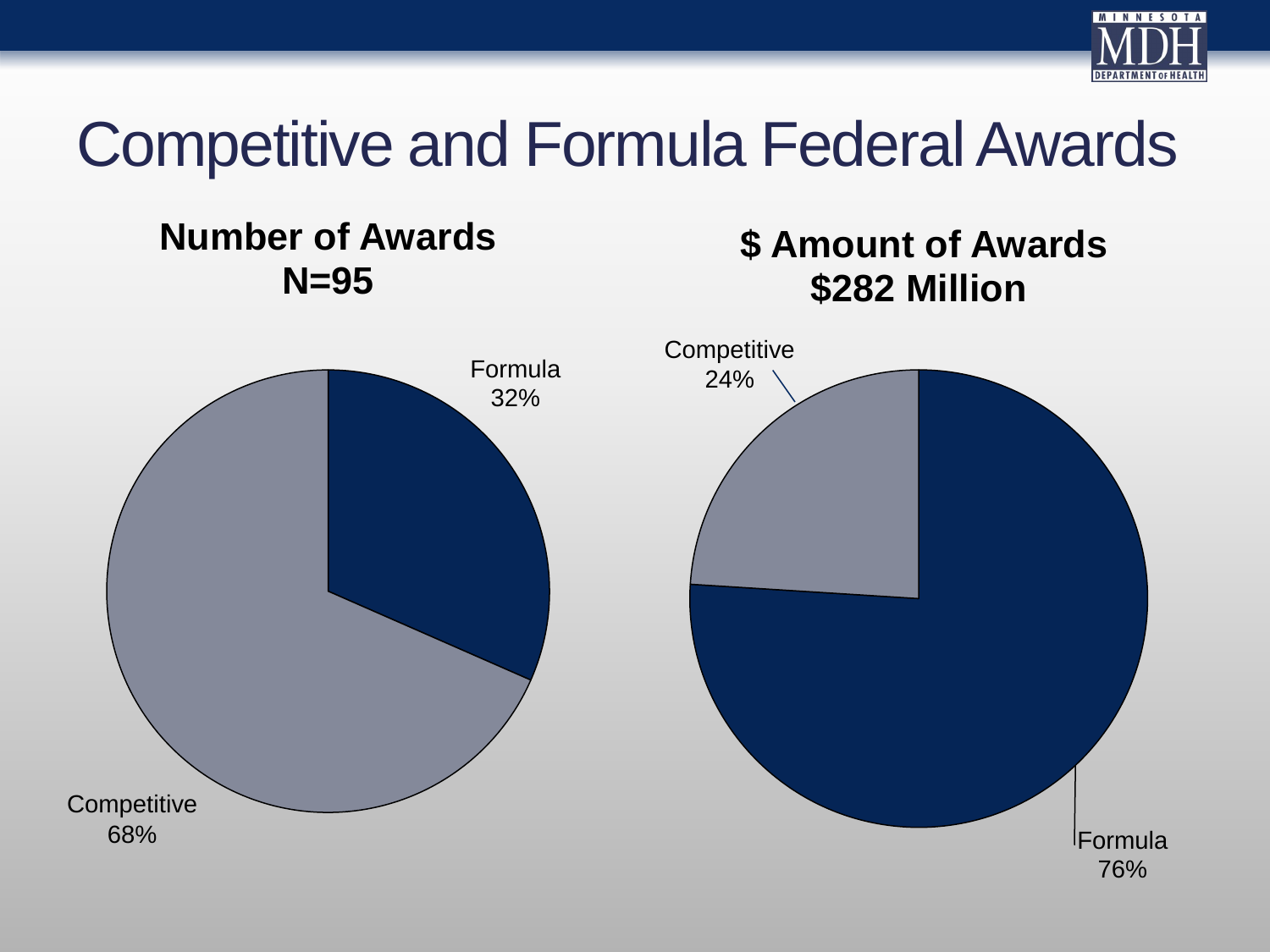# Competitive and Formula Federal Awards

## Number of Awards N=95

Formula 32%

Competitive 68%

## $ Amount of Awards $282 Million

Competitive 24%

Formula 76%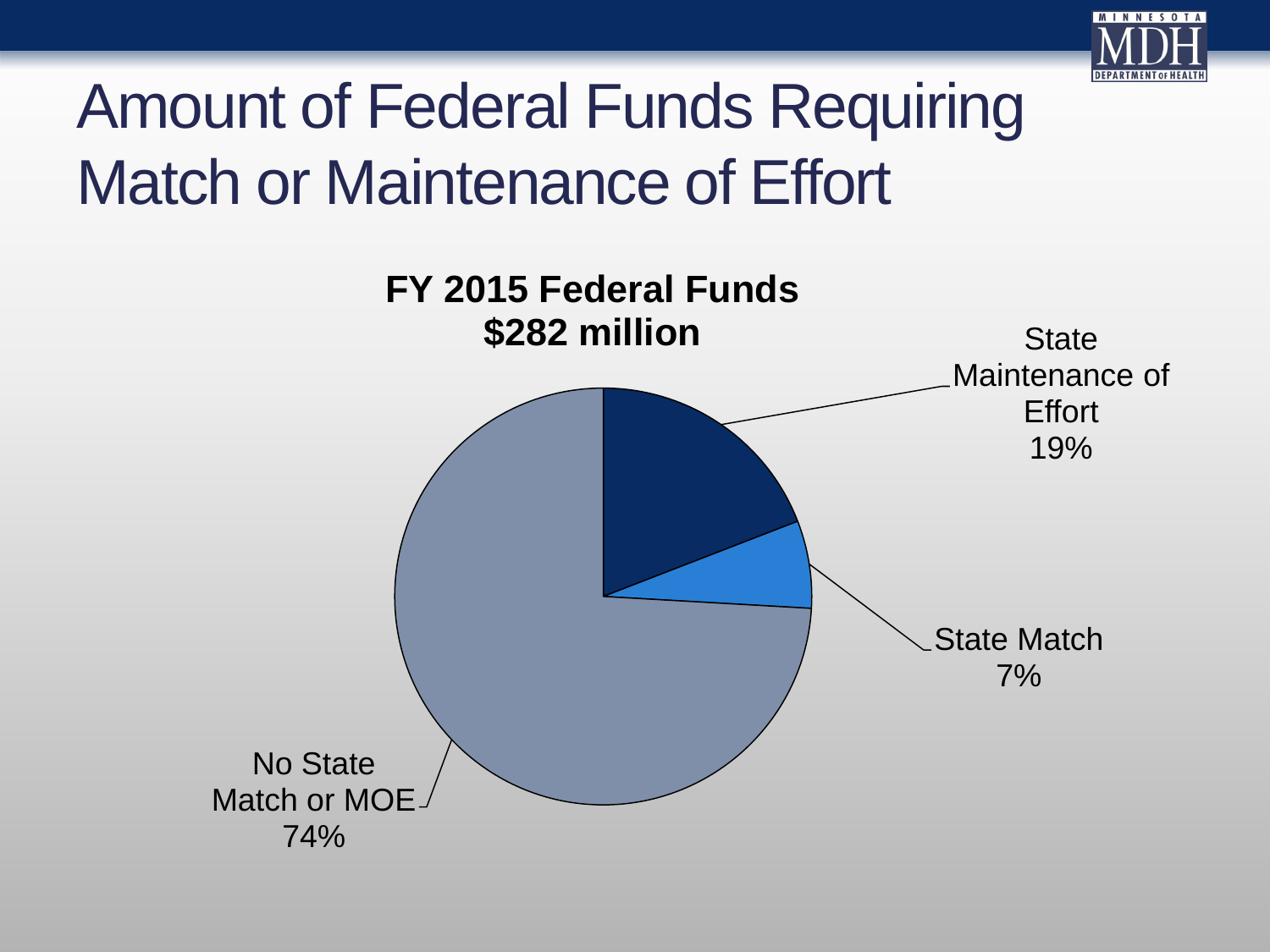# Amount of Federal Funds Requiring Match or Maintenance of Effort

**FY 2015 Federal Funds**
**$282 million**

State Maintenance of Effort 19%

State Match 7%

No State Match or MOE 74%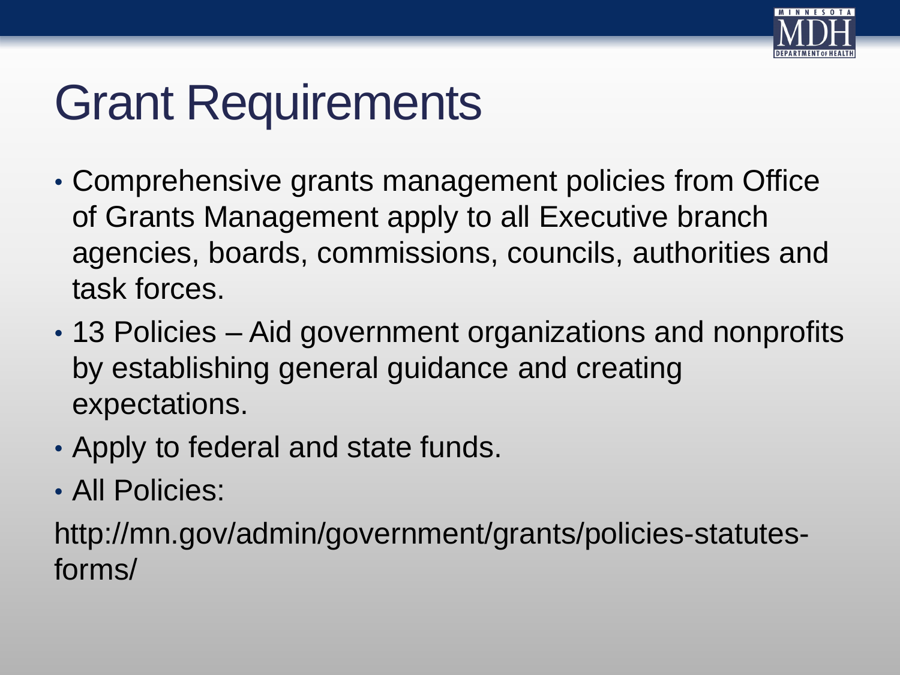# Grant Requirements

- Comprehensive grants management policies from Office of Grants Management apply to all Executive branch agencies, boards, commissions, councils, authorities and task forces.
- 13 Policies – Aid government organizations and nonprofits by establishing general guidance and creating expectations.
- Apply to federal and state funds.
- All Policies:

http://mn.gov/admin/government/grants/policies-statutes-forms/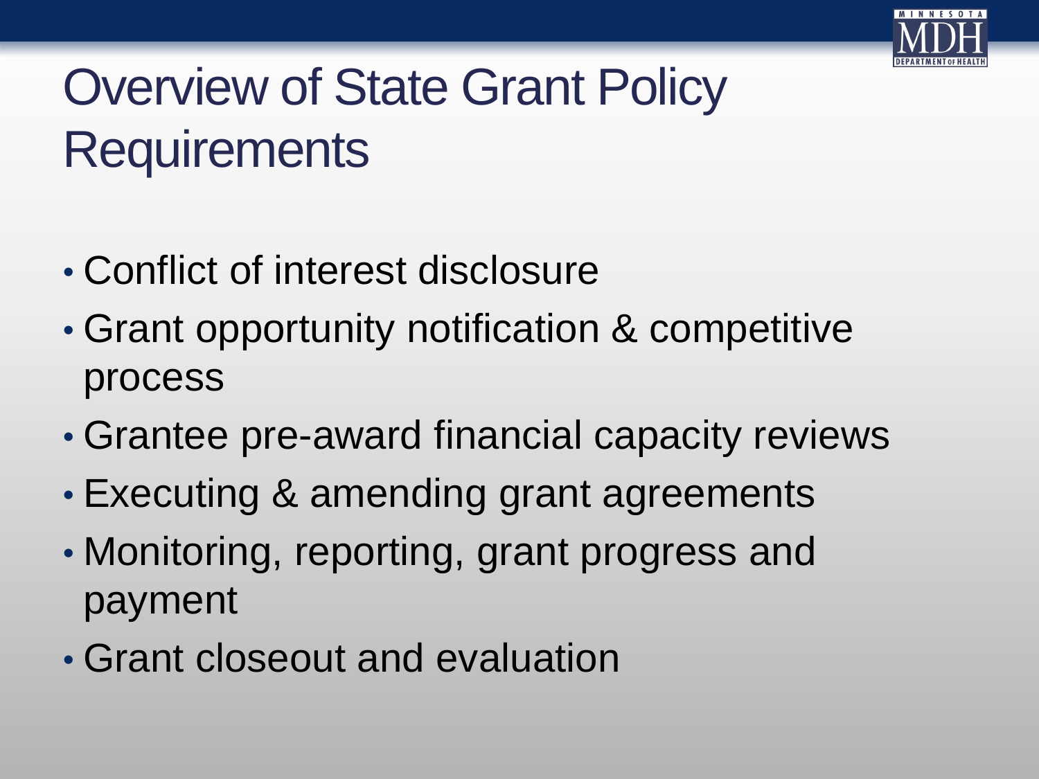# Overview of State Grant Policy Requirements

- Conflict of interest disclosure
- Grant opportunity notification & competitive process
- Grantee pre-award financial capacity reviews
- Executing & amending grant agreements
- Monitoring, reporting, grant progress and payment
- Grant closeout and evaluation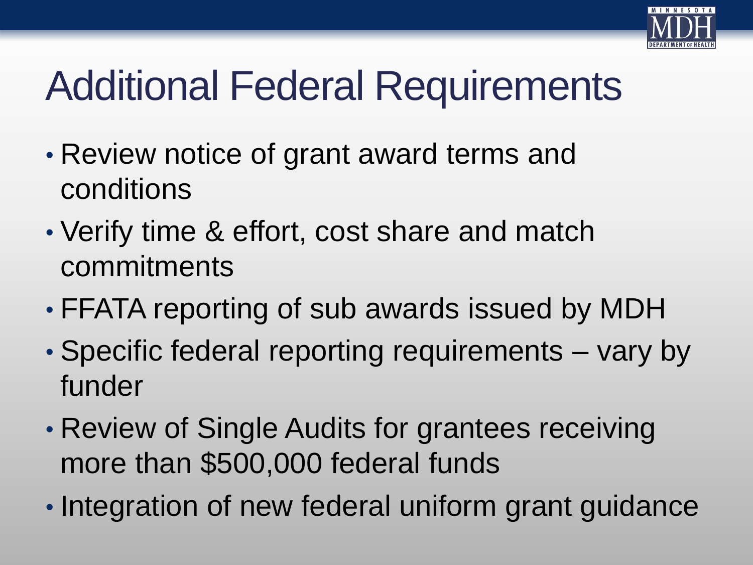# Additional Federal Requirements

- Review notice of grant award terms and conditions
- Verify time & effort, cost share and match commitments
- FFATA reporting of sub awards issued by MDH
- Specific federal reporting requirements – vary by funder
- Review of Single Audits for grantees receiving more than $500,000 federal funds
- Integration of new federal uniform grant guidance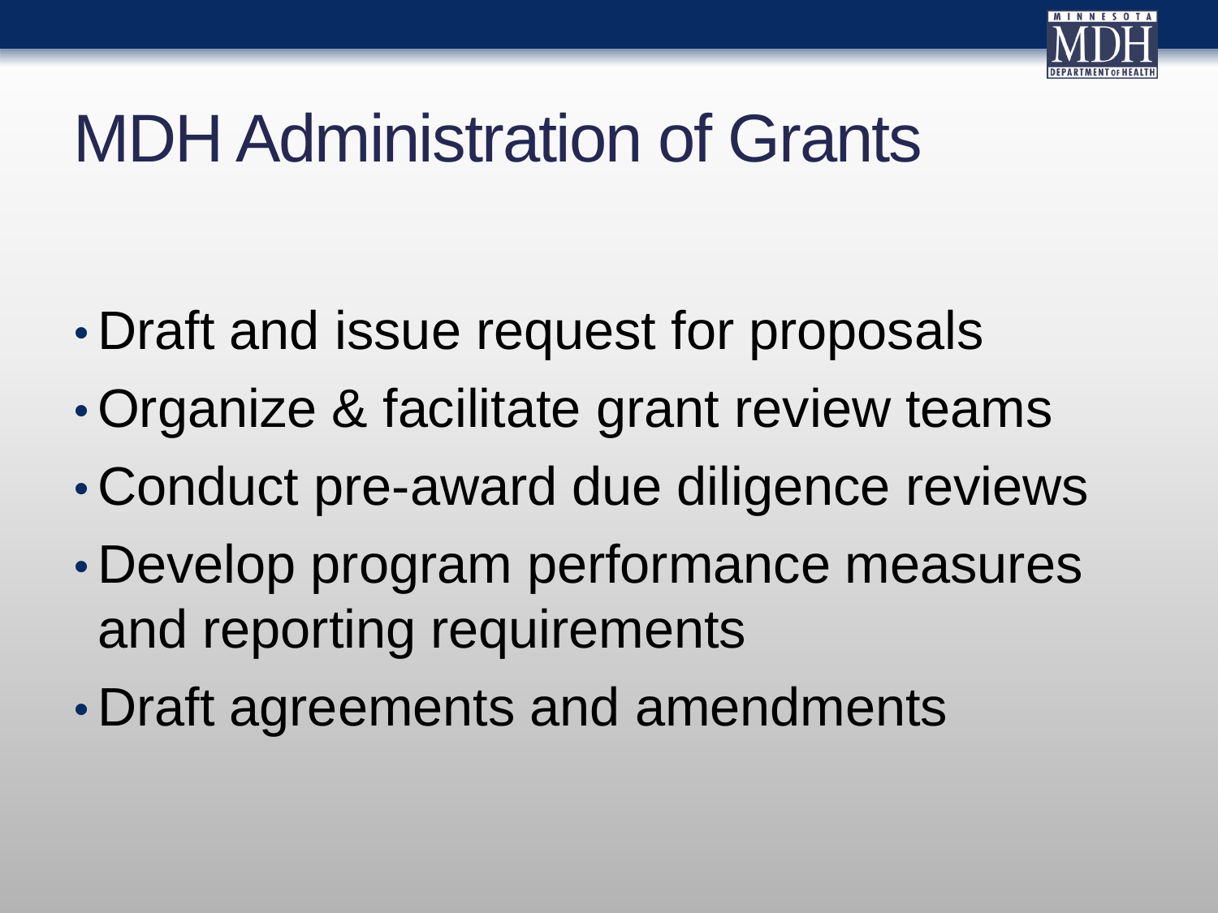# MDH Administration of Grants

- Draft and issue request for proposals
- Organize & facilitate grant review teams
- Conduct pre-award due diligence reviews
- Develop program performance measures and reporting requirements
- Draft agreements and amendments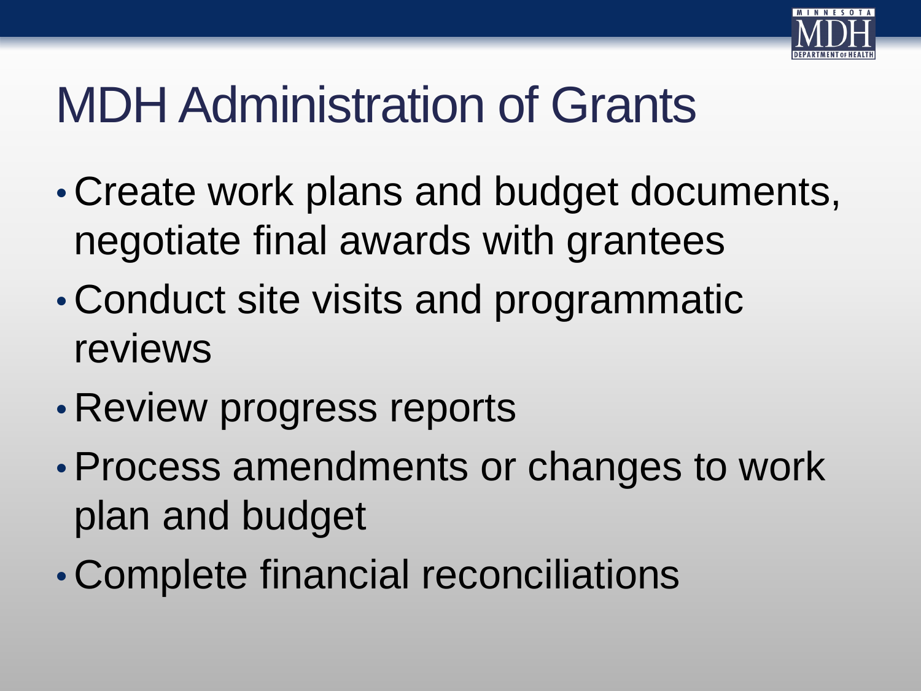# MDH Administration of Grants

- Create work plans and budget documents, negotiate final awards with grantees
- Conduct site visits and programmatic reviews
- Review progress reports
- Process amendments or changes to work plan and budget
- Complete financial reconciliations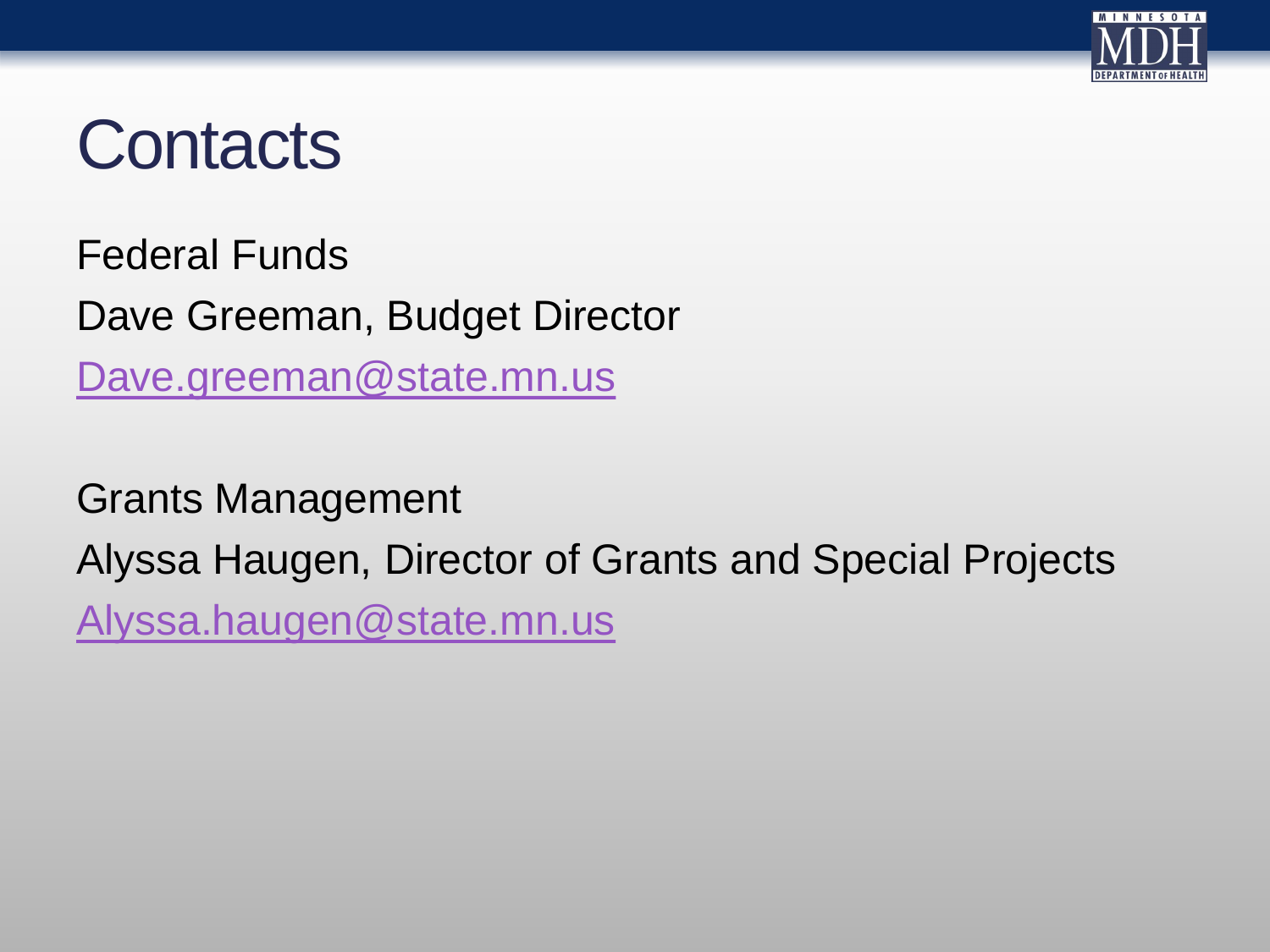# Contacts

Federal Funds

Dave Greeman, Budget Director

[Dave.greeman@state.mn.us](mailto:Dave.greeman@state.mn.us)

Grants Management

Alyssa Haugen, Director of Grants and Special Projects

[Alyssa.haugen@state.mn.us](mailto:Alyssa.haugen@state.mn.us)